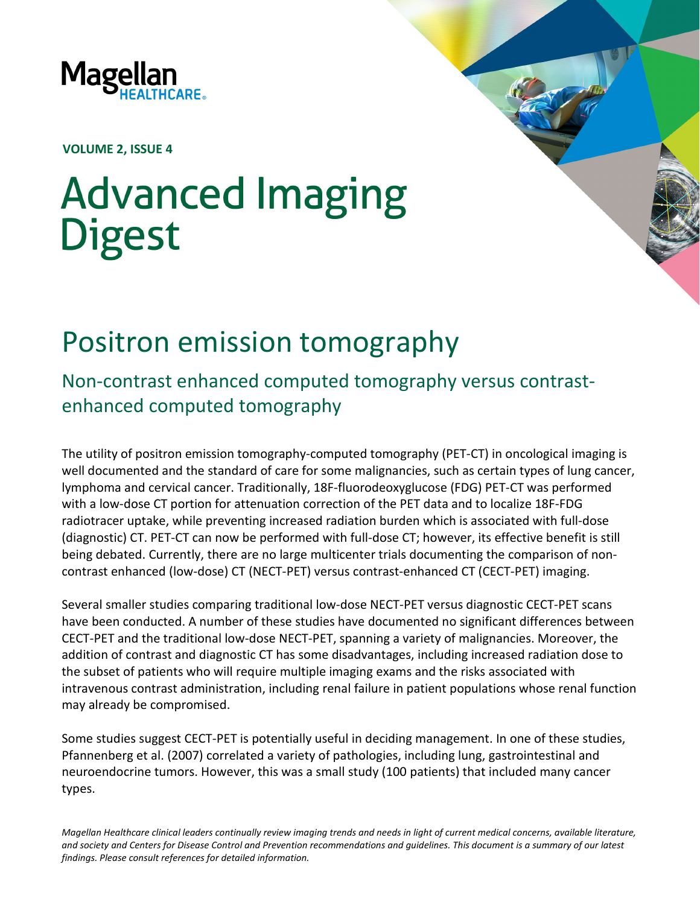Magellan HEALTHCARE

**VOLUME 2, ISSUE 4**

# Advanced Imaging Digest

## Positron emission tomography

### Non-contrast enhanced computed tomography versus contrast-enhanced computed tomography

The utility of positron emission tomography-computed tomography (PET-CT) in oncological imaging is well documented and the standard of care for some malignancies, such as certain types of lung cancer, lymphoma and cervical cancer. Traditionally, 18F-fluorodeoxyglucose (FDG) PET-CT was performed with a low-dose CT portion for attenuation correction of the PET data and to localize 18F-FDG radiotracer uptake, while preventing increased radiation burden which is associated with full-dose (diagnostic) CT. PET-CT can now be performed with full-dose CT; however, its effective benefit is still being debated. Currently, there are no large multicenter trials documenting the comparison of non-contrast enhanced (low-dose) CT (NECT-PET) versus contrast-enhanced CT (CECT-PET) imaging.

Several smaller studies comparing traditional low-dose NECT-PET versus diagnostic CECT-PET scans have been conducted. A number of these studies have documented no significant differences between CECT-PET and the traditional low-dose NECT-PET, spanning a variety of malignancies. Moreover, the addition of contrast and diagnostic CT has some disadvantages, including increased radiation dose to the subset of patients who will require multiple imaging exams and the risks associated with intravenous contrast administration, including renal failure in patient populations whose renal function may already be compromised.

Some studies suggest CECT-PET is potentially useful in deciding management. In one of these studies, Pfannenberg et al. (2007) correlated a variety of pathologies, including lung, gastrointestinal and neuroendocrine tumors. However, this was a small study (100 patients) that included many cancer types.

*Magellan Healthcare clinical leaders continually review imaging trends and needs in light of current medical concerns, available literature, and society and Centers for Disease Control and Prevention recommendations and guidelines. This document is a summary of our latest findings. Please consult references for detailed information.*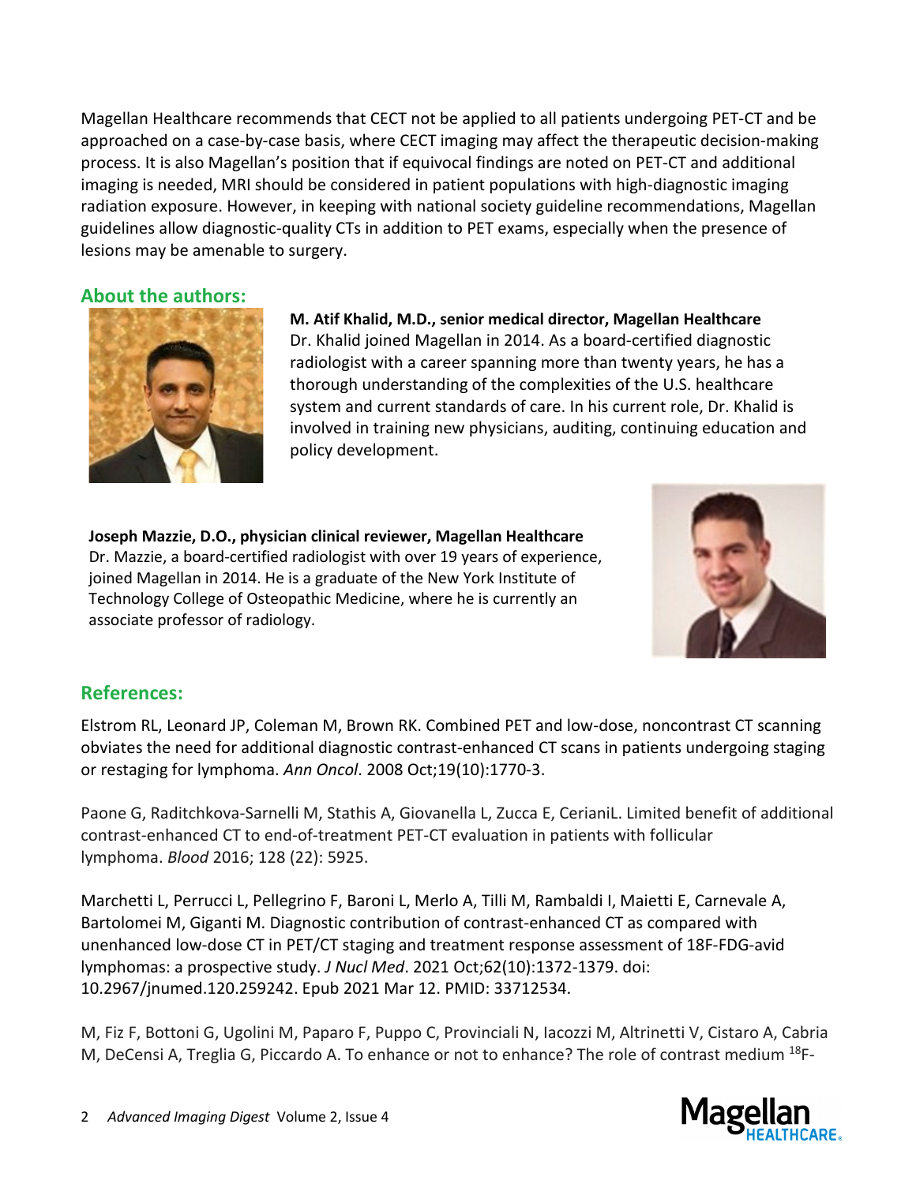Magellan Healthcare recommends that CECT not be applied to all patients undergoing PET-CT and be approached on a case-by-case basis, where CECT imaging may affect the therapeutic decision-making process. It is also Magellan's position that if equivocal findings are noted on PET-CT and additional imaging is needed, MRI should be considered in patient populations with high-diagnostic imaging radiation exposure. However, in keeping with national society guideline recommendations, Magellan guidelines allow diagnostic-quality CTs in addition to PET exams, especially when the presence of lesions may be amenable to surgery.

## About the authors:

**M. Atif Khalid, M.D., senior medical director, Magellan Healthcare**
Dr. Khalid joined Magellan in 2014. As a board-certified diagnostic radiologist with a career spanning more than twenty years, he has a thorough understanding of the complexities of the U.S. healthcare system and current standards of care. In his current role, Dr. Khalid is involved in training new physicians, auditing, continuing education and policy development.

**Joseph Mazzie, D.O., physician clinical reviewer, Magellan Healthcare**
Dr. Mazzie, a board-certified radiologist with over 19 years of experience, joined Magellan in 2014. He is a graduate of the New York Institute of Technology College of Osteopathic Medicine, where he is currently an associate professor of radiology.

## References:

Elstrom RL, Leonard JP, Coleman M, Brown RK. Combined PET and low-dose, noncontrast CT scanning obviates the need for additional diagnostic contrast-enhanced CT scans in patients undergoing staging or restaging for lymphoma. *Ann Oncol*. 2008 Oct;19(10):1770-3.

Paone G, Raditchkova-Sarnelli M, Stathis A, Giovanella L, Zucca E, CerianiL. Limited benefit of additional contrast-enhanced CT to end-of-treatment PET-CT evaluation in patients with follicular lymphoma. *Blood* 2016; 128 (22): 5925.

Marchetti L, Perrucci L, Pellegrino F, Baroni L, Merlo A, Tilli M, Rambaldi I, Maietti E, Carnevale A, Bartolomei M, Giganti M. Diagnostic contribution of contrast-enhanced CT as compared with unenhanced low-dose CT in PET/CT staging and treatment response assessment of 18F-FDG-avid lymphomas: a prospective study. *J Nucl Med*. 2021 Oct;62(10):1372-1379. doi: 10.2967/jnumed.120.259242. Epub 2021 Mar 12. PMID: 33712534.

M, Fiz F, Bottoni G, Ugolini M, Paparo F, Puppo C, Provinciali N, Iacozzi M, Altrinetti V, Cistaro A, Cabria M, DeCensi A, Treglia G, Piccardo A. To enhance or not to enhance? The role of contrast medium $^{18}$F-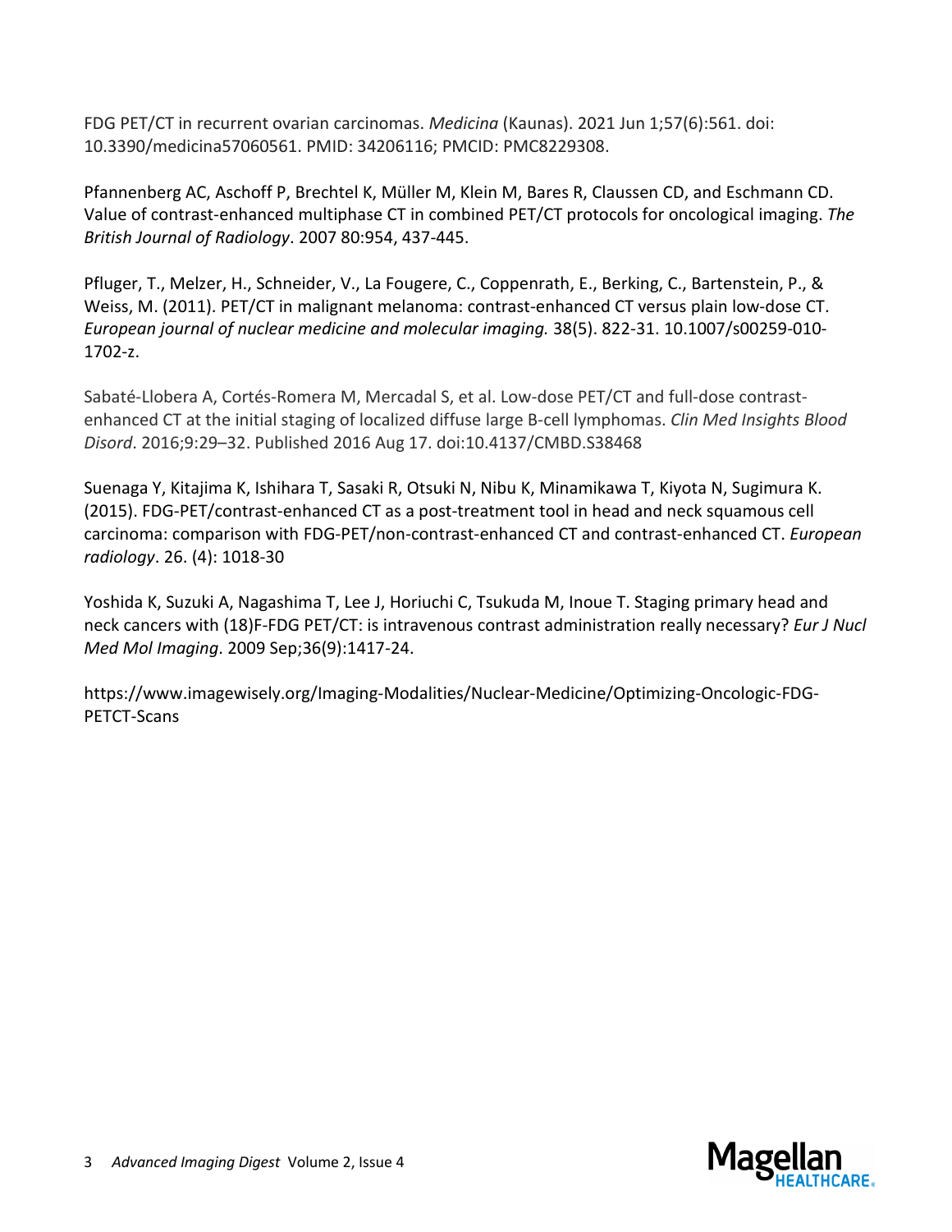FDG PET/CT in recurrent ovarian carcinomas. *Medicina* (Kaunas). 2021 Jun 1;57(6):561. doi: 10.3390/medicina57060561. PMID: 34206116; PMCID: PMC8229308.

Pfannenberg AC, Aschoff P, Brechtel K, Müller M, Klein M, Bares R, Claussen CD, and Eschmann CD. Value of contrast-enhanced multiphase CT in combined PET/CT protocols for oncological imaging. *The British Journal of Radiology*. 2007 80:954, 437-445.

Pfluger, T., Melzer, H., Schneider, V., La Fougere, C., Coppenrath, E., Berking, C., Bartenstein, P., & Weiss, M. (2011). PET/CT in malignant melanoma: contrast-enhanced CT versus plain low-dose CT. *European journal of nuclear medicine and molecular imaging.* 38(5). 822-31. 10.1007/s00259-010-1702-z.

Sabaté-Llobera A, Cortés-Romera M, Mercadal S, et al. Low-dose PET/CT and full-dose contrast-enhanced CT at the initial staging of localized diffuse large B-cell lymphomas. *Clin Med Insights Blood Disord*. 2016;9:29–32. Published 2016 Aug 17. doi:10.4137/CMBD.S38468

Suenaga Y, Kitajima K, Ishihara T, Sasaki R, Otsuki N, Nibu K, Minamikawa T, Kiyota N, Sugimura K. (2015). FDG-PET/contrast-enhanced CT as a post-treatment tool in head and neck squamous cell carcinoma: comparison with FDG-PET/non-contrast-enhanced CT and contrast-enhanced CT. *European radiology*. 26. (4): 1018-30

Yoshida K, Suzuki A, Nagashima T, Lee J, Horiuchi C, Tsukuda M, Inoue T. Staging primary head and neck cancers with (18)F-FDG PET/CT: is intravenous contrast administration really necessary? *Eur J Nucl Med Mol Imaging*. 2009 Sep;36(9):1417-24.

https://www.imagewisely.org/Imaging-Modalities/Nuclear-Medicine/Optimizing-Oncologic-FDG-PETCT-Scans